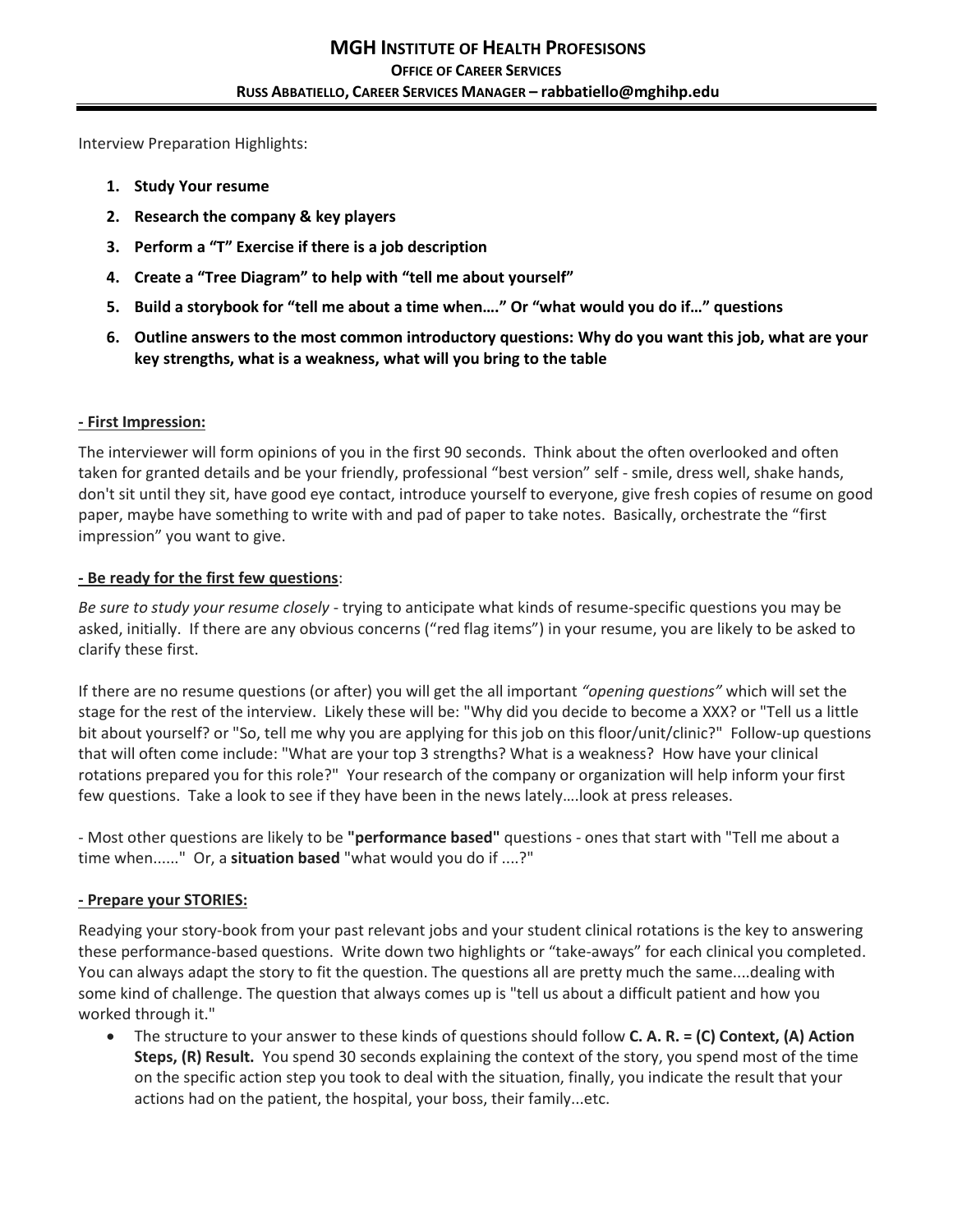# MGH Institute of Health Profesisons

**Office of Career Services**

**Russ Abbatiello, Career Services Manager – rabbatiello@mghihp.edu**

Interview Preparation Highlights:

1. **Study Your resume**
2. **Research the company & key players**
3. **Perform a "T" Exercise if there is a job description**
4. **Create a "Tree Diagram" to help with "tell me about yourself"**
5. **Build a storybook for "tell me about a time when…." Or "what would you do if…" questions**
6. **Outline answers to the most common introductory questions: Why do you want this job, what are your key strengths, what is a weakness, what will you bring to the table**

**- First Impression:**

The interviewer will form opinions of you in the first 90 seconds. Think about the often overlooked and often taken for granted details and be your friendly, professional "best version" self - smile, dress well, shake hands, don't sit until they sit, have good eye contact, introduce yourself to everyone, give fresh copies of resume on good paper, maybe have something to write with and pad of paper to take notes. Basically, orchestrate the "first impression" you want to give.

**- Be ready for the first few questions**:

*Be sure to study your resume closely* - trying to anticipate what kinds of resume-specific questions you may be asked, initially. If there are any obvious concerns ("red flag items") in your resume, you are likely to be asked to clarify these first.

If there are no resume questions (or after) you will get the all important *"opening questions"* which will set the stage for the rest of the interview. Likely these will be: "Why did you decide to become a XXX? or "Tell us a little bit about yourself? or "So, tell me why you are applying for this job on this floor/unit/clinic?" Follow-up questions that will often come include: "What are your top 3 strengths? What is a weakness? How have your clinical rotations prepared you for this role?" Your research of the company or organization will help inform your first few questions. Take a look to see if they have been in the news lately….look at press releases.

- Most other questions are likely to be **"performance based"** questions - ones that start with "Tell me about a time when......" Or, a **situation based** "what would you do if ....?"

**- Prepare your STORIES:**

Readying your story-book from your past relevant jobs and your student clinical rotations is the key to answering these performance-based questions. Write down two highlights or "take-aways" for each clinical you completed. You can always adapt the story to fit the question. The questions all are pretty much the same....dealing with some kind of challenge. The question that always comes up is "tell us about a difficult patient and how you worked through it."

- The structure to your answer to these kinds of questions should follow **C. A. R. = (C) Context, (A) Action Steps, (R) Result.** You spend 30 seconds explaining the context of the story, you spend most of the time on the specific action step you took to deal with the situation, finally, you indicate the result that your actions had on the patient, the hospital, your boss, their family...etc.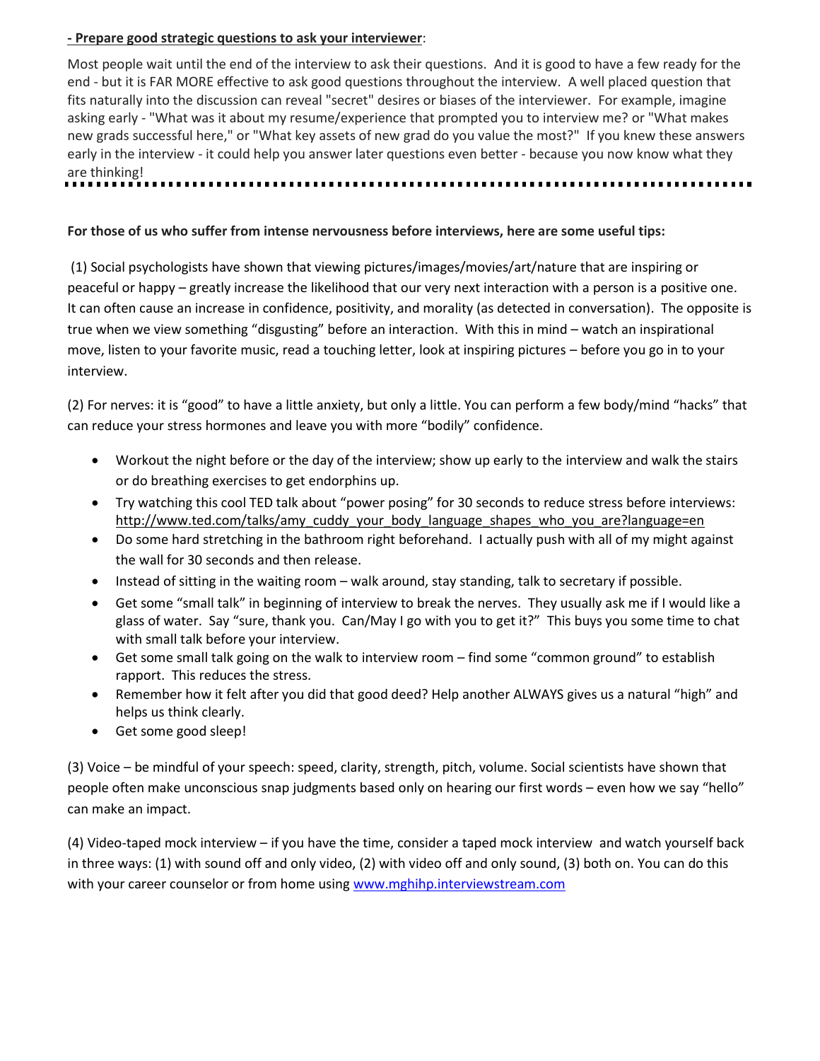**- Prepare good strategic questions to ask your interviewer**:

Most people wait until the end of the interview to ask their questions. And it is good to have a few ready for the end - but it is FAR MORE effective to ask good questions throughout the interview. A well placed question that fits naturally into the discussion can reveal "secret" desires or biases of the interviewer. For example, imagine asking early - "What was it about my resume/experience that prompted you to interview me? or "What makes new grads successful here," or "What key assets of new grad do you value the most?" If you knew these answers early in the interview - it could help you answer later questions even better - because you now know what they are thinking!

---

**For those of us who suffer from intense nervousness before interviews, here are some useful tips:**

(1) Social psychologists have shown that viewing pictures/images/movies/art/nature that are inspiring or peaceful or happy – greatly increase the likelihood that our very next interaction with a person is a positive one. It can often cause an increase in confidence, positivity, and morality (as detected in conversation). The opposite is true when we view something "disgusting" before an interaction. With this in mind – watch an inspirational move, listen to your favorite music, read a touching letter, look at inspiring pictures – before you go in to your interview.

(2) For nerves: it is "good" to have a little anxiety, but only a little. You can perform a few body/mind "hacks" that can reduce your stress hormones and leave you with more "bodily" confidence.

- Workout the night before or the day of the interview; show up early to the interview and walk the stairs or do breathing exercises to get endorphins up.
- Try watching this cool TED talk about "power posing" for 30 seconds to reduce stress before interviews: http://www.ted.com/talks/amy_cuddy_your_body_language_shapes_who_you_are?language=en
- Do some hard stretching in the bathroom right beforehand. I actually push with all of my might against the wall for 30 seconds and then release.
- Instead of sitting in the waiting room – walk around, stay standing, talk to secretary if possible.
- Get some "small talk" in beginning of interview to break the nerves. They usually ask me if I would like a glass of water. Say "sure, thank you. Can/May I go with you to get it?" This buys you some time to chat with small talk before your interview.
- Get some small talk going on the walk to interview room – find some "common ground" to establish rapport. This reduces the stress.
- Remember how it felt after you did that good deed? Help another ALWAYS gives us a natural "high" and helps us think clearly.
- Get some good sleep!

(3) Voice – be mindful of your speech: speed, clarity, strength, pitch, volume. Social scientists have shown that people often make unconscious snap judgments based only on hearing our first words – even how we say "hello" can make an impact.

(4) Video-taped mock interview – if you have the time, consider a taped mock interview and watch yourself back in three ways: (1) with sound off and only video, (2) with video off and only sound, (3) both on. You can do this with your career counselor or from home using www.mghihp.interviewstream.com